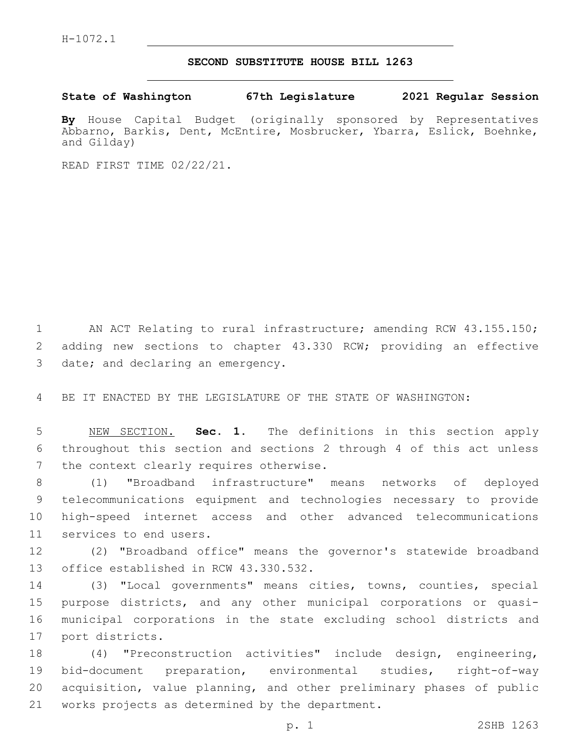H-1072.1

## SECOND SUBSTITUTE HOUSE BILL 1263

**State of Washington 67th Legislature 2021 Regular Session**

**By** House Capital Budget (originally sponsored by Representatives Abbarno, Barkis, Dent, McEntire, Mosbrucker, Ybarra, Eslick, Boehnke, and Gilday)

READ FIRST TIME 02/22/21.

AN ACT Relating to rural infrastructure; amending RCW 43.155.150; adding new sections to chapter 43.330 RCW; providing an effective date; and declaring an emergency.

BE IT ENACTED BY THE LEGISLATURE OF THE STATE OF WASHINGTON:

NEW SECTION. **Sec. 1.** The definitions in this section apply throughout this section and sections 2 through 4 of this act unless the context clearly requires otherwise.

(1) "Broadband infrastructure" means networks of deployed telecommunications equipment and technologies necessary to provide high-speed internet access and other advanced telecommunications services to end users.

(2) "Broadband office" means the governor's statewide broadband office established in RCW 43.330.532.

(3) "Local governments" means cities, towns, counties, special purpose districts, and any other municipal corporations or quasi-municipal corporations in the state excluding school districts and port districts.

(4) "Preconstruction activities" include design, engineering, bid-document preparation, environmental studies, right-of-way acquisition, value planning, and other preliminary phases of public works projects as determined by the department.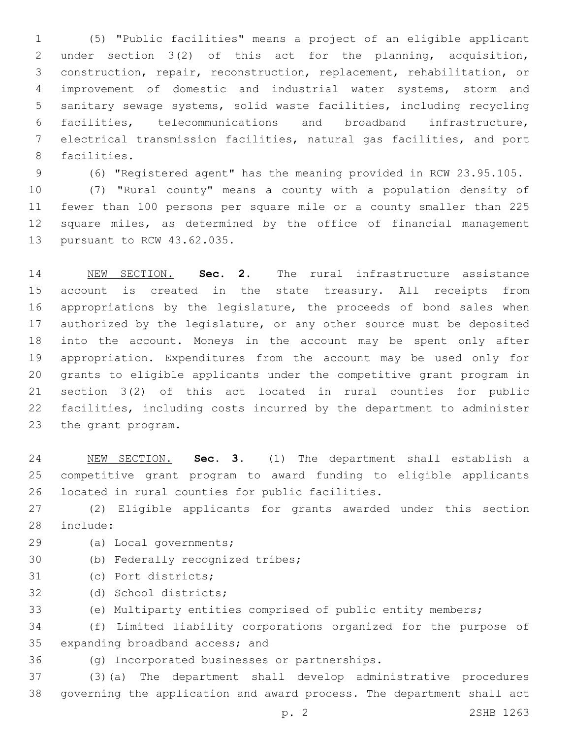(5) "Public facilities" means a project of an eligible applicant under section 3(2) of this act for the planning, acquisition, construction, repair, reconstruction, replacement, rehabilitation, or improvement of domestic and industrial water systems, storm and sanitary sewage systems, solid waste facilities, including recycling facilities, telecommunications and broadband infrastructure, electrical transmission facilities, natural gas facilities, and port facilities.

(6) "Registered agent" has the meaning provided in RCW 23.95.105.

(7) "Rural county" means a county with a population density of fewer than 100 persons per square mile or a county smaller than 225 square miles, as determined by the office of financial management pursuant to RCW 43.62.035.

NEW SECTION. **Sec. 2.** The rural infrastructure assistance account is created in the state treasury. All receipts from appropriations by the legislature, the proceeds of bond sales when authorized by the legislature, or any other source must be deposited into the account. Moneys in the account may be spent only after appropriation. Expenditures from the account may be used only for grants to eligible applicants under the competitive grant program in section 3(2) of this act located in rural counties for public facilities, including costs incurred by the department to administer the grant program.

NEW SECTION. **Sec. 3.** (1) The department shall establish a competitive grant program to award funding to eligible applicants located in rural counties for public facilities.

(2) Eligible applicants for grants awarded under this section include:

(a) Local governments;

(b) Federally recognized tribes;

(c) Port districts;

(d) School districts;

(e) Multiparty entities comprised of public entity members;

(f) Limited liability corporations organized for the purpose of expanding broadband access; and

(g) Incorporated businesses or partnerships.

(3)(a) The department shall develop administrative procedures governing the application and award process. The department shall act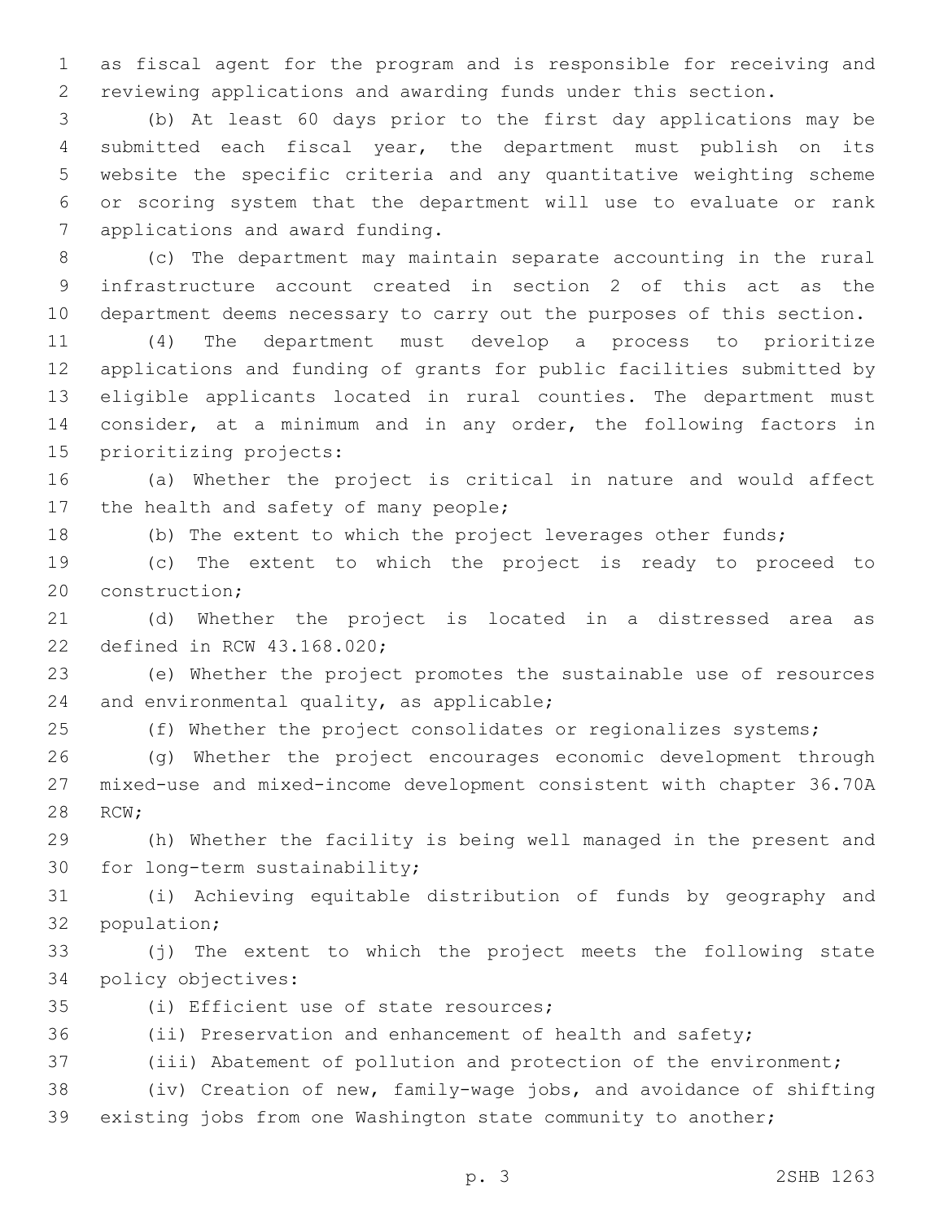as fiscal agent for the program and is responsible for receiving and reviewing applications and awarding funds under this section.

(b) At least 60 days prior to the first day applications may be submitted each fiscal year, the department must publish on its website the specific criteria and any quantitative weighting scheme or scoring system that the department will use to evaluate or rank applications and award funding.

(c) The department may maintain separate accounting in the rural infrastructure account created in section 2 of this act as the department deems necessary to carry out the purposes of this section.

(4) The department must develop a process to prioritize applications and funding of grants for public facilities submitted by eligible applicants located in rural counties. The department must consider, at a minimum and in any order, the following factors in prioritizing projects:

(a) Whether the project is critical in nature and would affect the health and safety of many people;

(b) The extent to which the project leverages other funds;

(c) The extent to which the project is ready to proceed to construction;

(d) Whether the project is located in a distressed area as defined in RCW 43.168.020;

(e) Whether the project promotes the sustainable use of resources and environmental quality, as applicable;

(f) Whether the project consolidates or regionalizes systems;

(g) Whether the project encourages economic development through mixed-use and mixed-income development consistent with chapter 36.70A RCW;

(h) Whether the facility is being well managed in the present and for long-term sustainability;

(i) Achieving equitable distribution of funds by geography and population;

(j) The extent to which the project meets the following state policy objectives:

(i) Efficient use of state resources;

(ii) Preservation and enhancement of health and safety;

(iii) Abatement of pollution and protection of the environment;

(iv) Creation of new, family-wage jobs, and avoidance of shifting existing jobs from one Washington state community to another;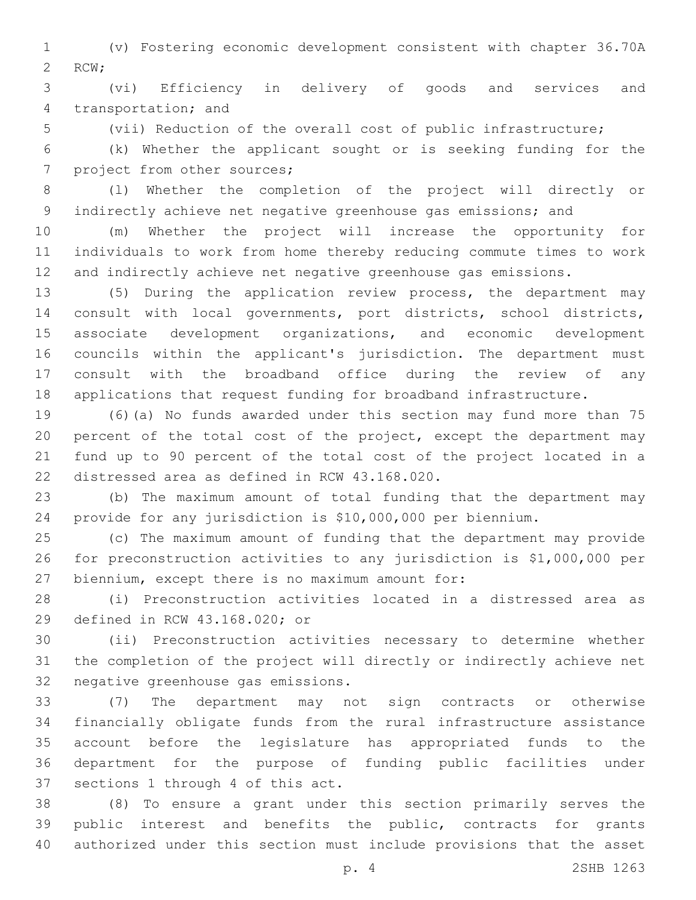(v) Fostering economic development consistent with chapter 36.70A RCW;

(vi) Efficiency in delivery of goods and services and transportation; and

(vii) Reduction of the overall cost of public infrastructure;

(k) Whether the applicant sought or is seeking funding for the project from other sources;

(l) Whether the completion of the project will directly or indirectly achieve net negative greenhouse gas emissions; and

(m) Whether the project will increase the opportunity for individuals to work from home thereby reducing commute times to work and indirectly achieve net negative greenhouse gas emissions.

(5) During the application review process, the department may consult with local governments, port districts, school districts, associate development organizations, and economic development councils within the applicant's jurisdiction. The department must consult with the broadband office during the review of any applications that request funding for broadband infrastructure.

(6)(a) No funds awarded under this section may fund more than 75 percent of the total cost of the project, except the department may fund up to 90 percent of the total cost of the project located in a distressed area as defined in RCW 43.168.020.

(b) The maximum amount of total funding that the department may provide for any jurisdiction is $10,000,000 per biennium.

(c) The maximum amount of funding that the department may provide for preconstruction activities to any jurisdiction is $1,000,000 per biennium, except there is no maximum amount for:

(i) Preconstruction activities located in a distressed area as defined in RCW 43.168.020; or

(ii) Preconstruction activities necessary to determine whether the completion of the project will directly or indirectly achieve net negative greenhouse gas emissions.

(7) The department may not sign contracts or otherwise financially obligate funds from the rural infrastructure assistance account before the legislature has appropriated funds to the department for the purpose of funding public facilities under sections 1 through 4 of this act.

(8) To ensure a grant under this section primarily serves the public interest and benefits the public, contracts for grants authorized under this section must include provisions that the asset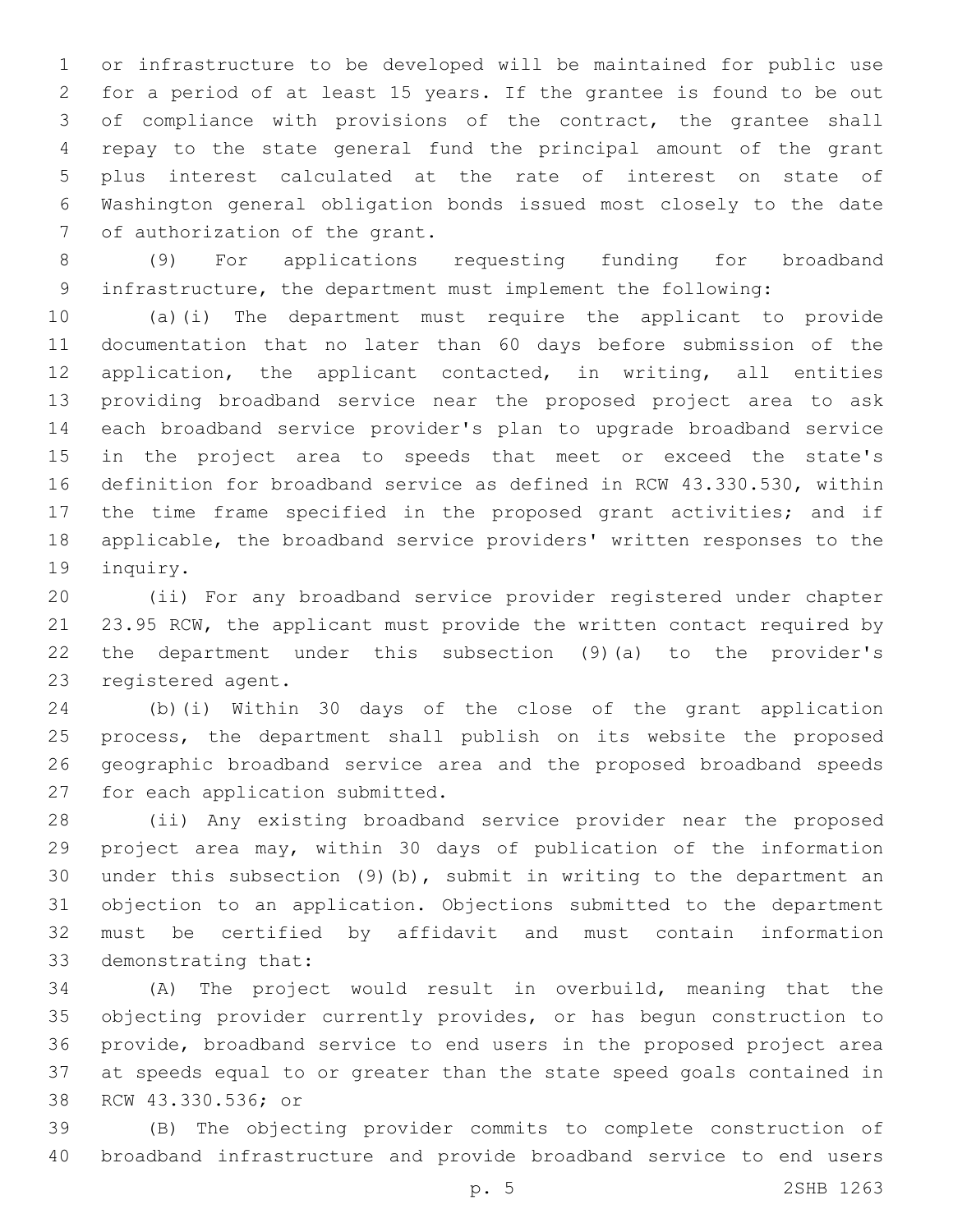or infrastructure to be developed will be maintained for public use for a period of at least 15 years. If the grantee is found to be out of compliance with provisions of the contract, the grantee shall repay to the state general fund the principal amount of the grant plus interest calculated at the rate of interest on state of Washington general obligation bonds issued most closely to the date of authorization of the grant.

(9) For applications requesting funding for broadband infrastructure, the department must implement the following:

(a)(i) The department must require the applicant to provide documentation that no later than 60 days before submission of the application, the applicant contacted, in writing, all entities providing broadband service near the proposed project area to ask each broadband service provider's plan to upgrade broadband service in the project area to speeds that meet or exceed the state's definition for broadband service as defined in RCW 43.330.530, within the time frame specified in the proposed grant activities; and if applicable, the broadband service providers' written responses to the inquiry.

(ii) For any broadband service provider registered under chapter 23.95 RCW, the applicant must provide the written contact required by the department under this subsection (9)(a) to the provider's registered agent.

(b)(i) Within 30 days of the close of the grant application process, the department shall publish on its website the proposed geographic broadband service area and the proposed broadband speeds for each application submitted.

(ii) Any existing broadband service provider near the proposed project area may, within 30 days of publication of the information under this subsection (9)(b), submit in writing to the department an objection to an application. Objections submitted to the department must be certified by affidavit and must contain information demonstrating that:

(A) The project would result in overbuild, meaning that the objecting provider currently provides, or has begun construction to provide, broadband service to end users in the proposed project area at speeds equal to or greater than the state speed goals contained in RCW 43.330.536; or

(B) The objecting provider commits to complete construction of broadband infrastructure and provide broadband service to end users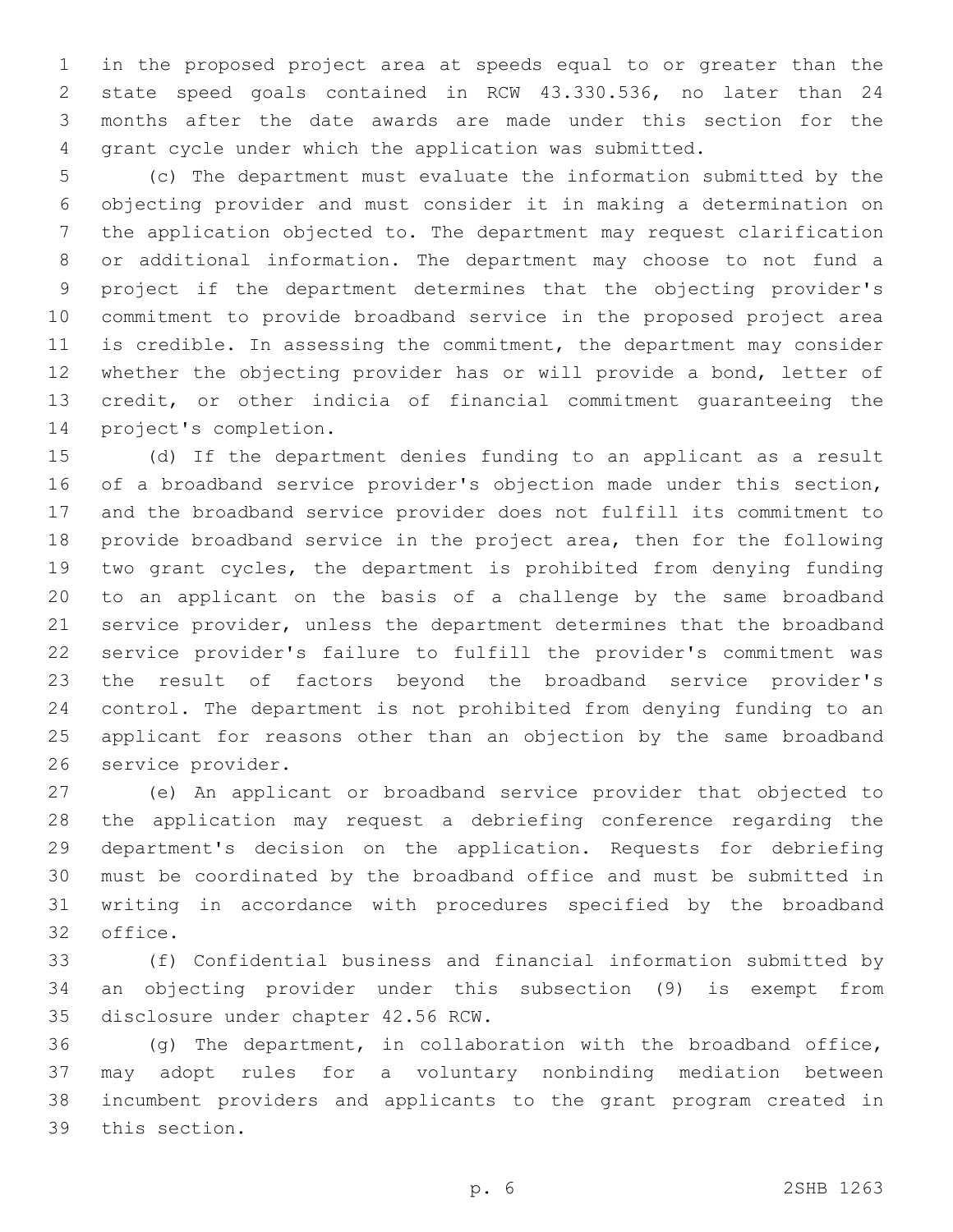in the proposed project area at speeds equal to or greater than the state speed goals contained in RCW 43.330.536, no later than 24 months after the date awards are made under this section for the grant cycle under which the application was submitted.

(c) The department must evaluate the information submitted by the objecting provider and must consider it in making a determination on the application objected to. The department may request clarification or additional information. The department may choose to not fund a project if the department determines that the objecting provider's commitment to provide broadband service in the proposed project area is credible. In assessing the commitment, the department may consider whether the objecting provider has or will provide a bond, letter of credit, or other indicia of financial commitment guaranteeing the project's completion.

(d) If the department denies funding to an applicant as a result of a broadband service provider's objection made under this section, and the broadband service provider does not fulfill its commitment to provide broadband service in the project area, then for the following two grant cycles, the department is prohibited from denying funding to an applicant on the basis of a challenge by the same broadband service provider, unless the department determines that the broadband service provider's failure to fulfill the provider's commitment was the result of factors beyond the broadband service provider's control. The department is not prohibited from denying funding to an applicant for reasons other than an objection by the same broadband service provider.

(e) An applicant or broadband service provider that objected to the application may request a debriefing conference regarding the department's decision on the application. Requests for debriefing must be coordinated by the broadband office and must be submitted in writing in accordance with procedures specified by the broadband office.

(f) Confidential business and financial information submitted by an objecting provider under this subsection (9) is exempt from disclosure under chapter 42.56 RCW.

(g) The department, in collaboration with the broadband office, may adopt rules for a voluntary nonbinding mediation between incumbent providers and applicants to the grant program created in this section.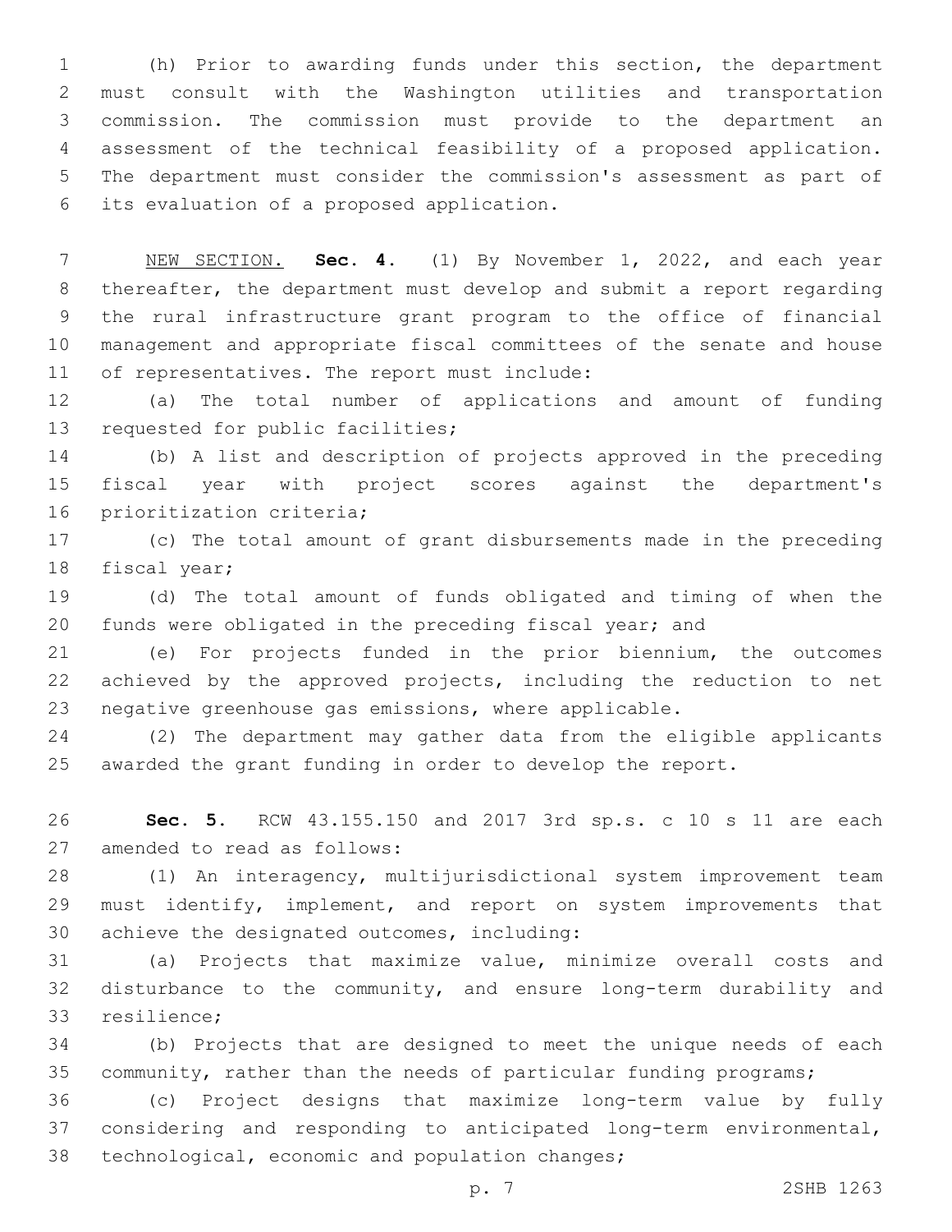(h) Prior to awarding funds under this section, the department must consult with the Washington utilities and transportation commission. The commission must provide to the department an assessment of the technical feasibility of a proposed application. The department must consider the commission's assessment as part of its evaluation of a proposed application.

NEW SECTION. **Sec. 4.** (1) By November 1, 2022, and each year thereafter, the department must develop and submit a report regarding the rural infrastructure grant program to the office of financial management and appropriate fiscal committees of the senate and house of representatives. The report must include:

(a) The total number of applications and amount of funding requested for public facilities;

(b) A list and description of projects approved in the preceding fiscal year with project scores against the department's prioritization criteria;

(c) The total amount of grant disbursements made in the preceding fiscal year;

(d) The total amount of funds obligated and timing of when the funds were obligated in the preceding fiscal year; and

(e) For projects funded in the prior biennium, the outcomes achieved by the approved projects, including the reduction to net negative greenhouse gas emissions, where applicable.

(2) The department may gather data from the eligible applicants awarded the grant funding in order to develop the report.

**Sec. 5.** RCW 43.155.150 and 2017 3rd sp.s. c 10 s 11 are each amended to read as follows:

(1) An interagency, multijurisdictional system improvement team must identify, implement, and report on system improvements that achieve the designated outcomes, including:

(a) Projects that maximize value, minimize overall costs and disturbance to the community, and ensure long-term durability and resilience;

(b) Projects that are designed to meet the unique needs of each community, rather than the needs of particular funding programs;

(c) Project designs that maximize long-term value by fully considering and responding to anticipated long-term environmental, technological, economic and population changes;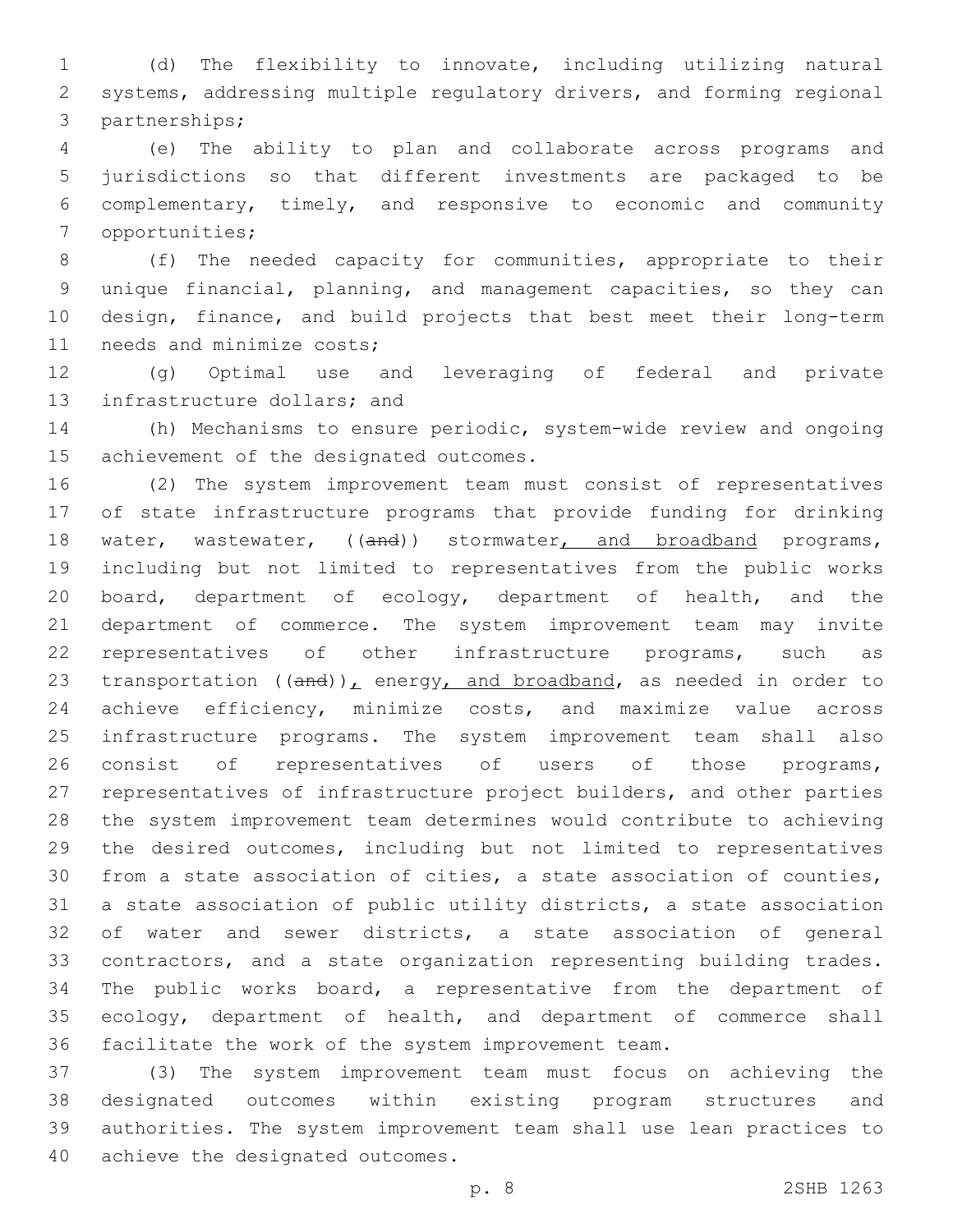(d) The flexibility to innovate, including utilizing natural systems, addressing multiple regulatory drivers, and forming regional partnerships;

(e) The ability to plan and collaborate across programs and jurisdictions so that different investments are packaged to be complementary, timely, and responsive to economic and community opportunities;

(f) The needed capacity for communities, appropriate to their unique financial, planning, and management capacities, so they can design, finance, and build projects that best meet their long-term needs and minimize costs;

(g) Optimal use and leveraging of federal and private infrastructure dollars; and

(h) Mechanisms to ensure periodic, system-wide review and ongoing achievement of the designated outcomes.

(2) The system improvement team must consist of representatives of state infrastructure programs that provide funding for drinking water, wastewater, ((~~and~~)) stormwater, and broadband programs, including but not limited to representatives from the public works board, department of ecology, department of health, and the department of commerce. The system improvement team may invite representatives of other infrastructure programs, such as transportation ((~~and~~)), energy, and broadband, as needed in order to achieve efficiency, minimize costs, and maximize value across infrastructure programs. The system improvement team shall also consist of representatives of users of those programs, representatives of infrastructure project builders, and other parties the system improvement team determines would contribute to achieving the desired outcomes, including but not limited to representatives from a state association of cities, a state association of counties, a state association of public utility districts, a state association of water and sewer districts, a state association of general contractors, and a state organization representing building trades. The public works board, a representative from the department of ecology, department of health, and department of commerce shall facilitate the work of the system improvement team.

(3) The system improvement team must focus on achieving the designated outcomes within existing program structures and authorities. The system improvement team shall use lean practices to achieve the designated outcomes.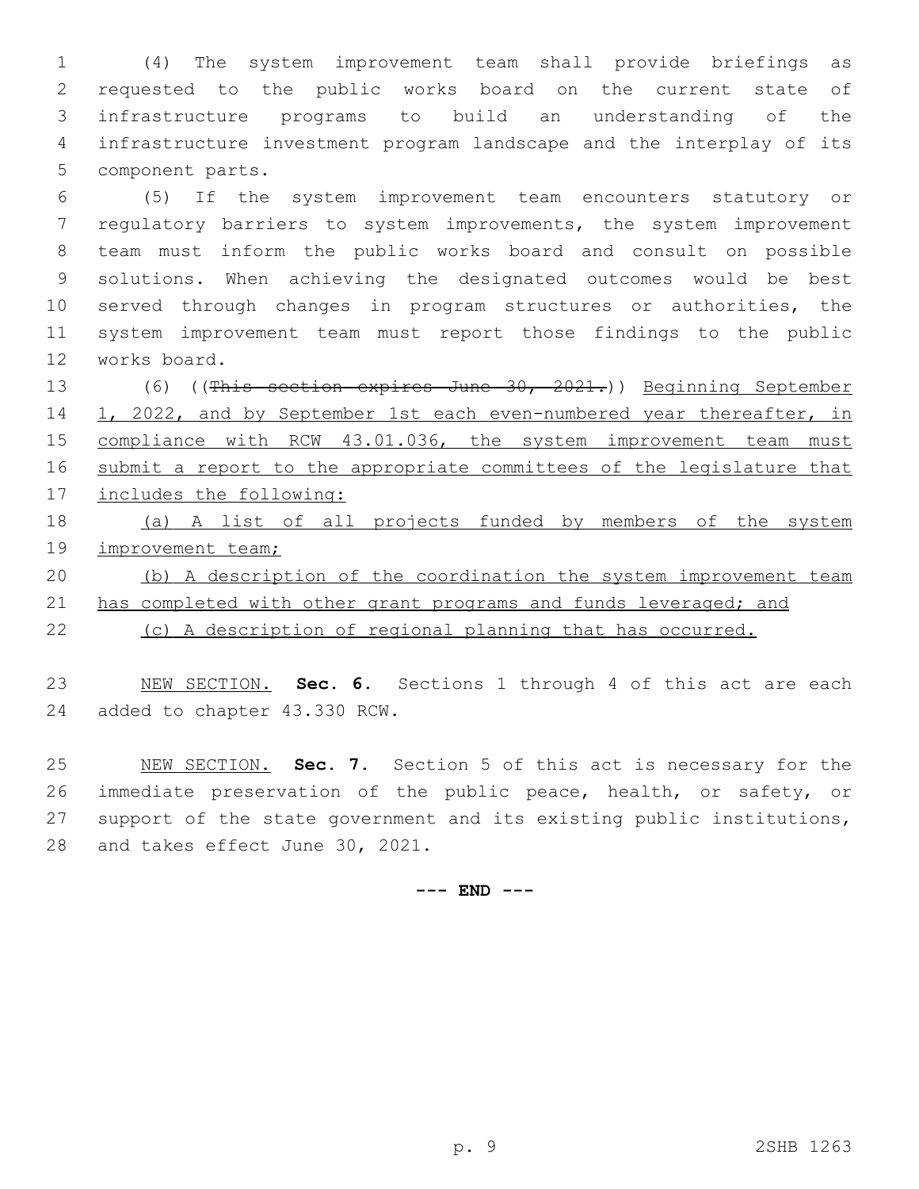(4) The system improvement team shall provide briefings as requested to the public works board on the current state of infrastructure programs to build an understanding of the infrastructure investment program landscape and the interplay of its component parts.

(5) If the system improvement team encounters statutory or regulatory barriers to system improvements, the system improvement team must inform the public works board and consult on possible solutions. When achieving the designated outcomes would be best served through changes in program structures or authorities, the system improvement team must report those findings to the public works board.

(6) ((~~This section expires June 30, 2021.~~)) <u>Beginning September 1, 2022, and by September 1st each even-numbered year thereafter, in compliance with RCW 43.01.036, the system improvement team must submit a report to the appropriate committees of the legislature that includes the following:</u>

<u>(a) A list of all projects funded by members of the system improvement team;</u>

<u>(b) A description of the coordination the system improvement team has completed with other grant programs and funds leveraged; and</u>

<u>(c) A description of regional planning that has occurred.</u>

<u>NEW SECTION.</u> **Sec. 6.** Sections 1 through 4 of this act are each added to chapter 43.330 RCW.

<u>NEW SECTION.</u> **Sec. 7.** Section 5 of this act is necessary for the immediate preservation of the public peace, health, or safety, or support of the state government and its existing public institutions, and takes effect June 30, 2021.

**--- END ---**